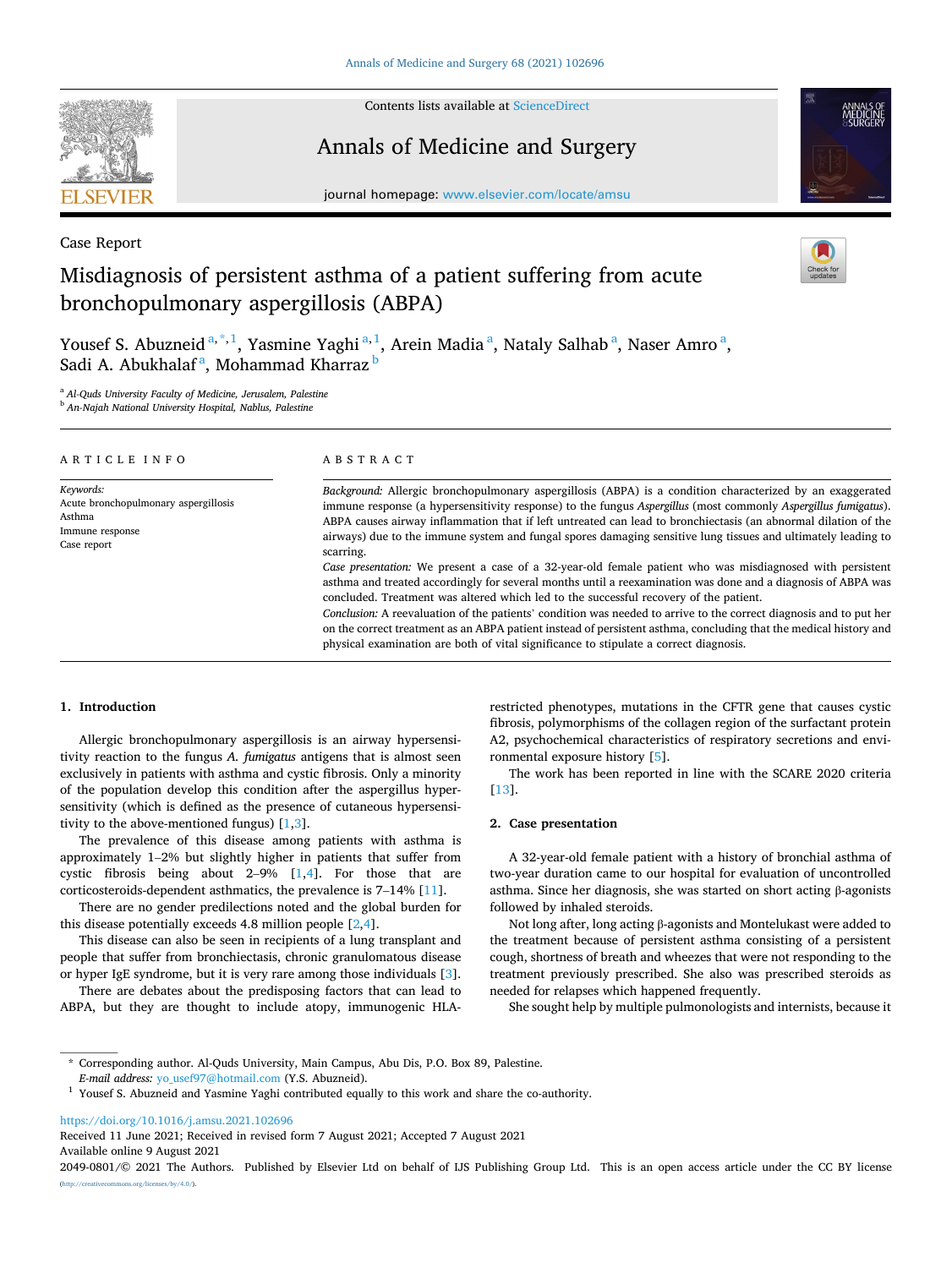Contents lists available at ScienceDirect

# Annals of Medicine and Surgery

journal homepage: www.elsevier.com/locate/amsu

Case Report

# Misdiagnosis of persistent asthma of a patient suffering from acute bronchopulmonary aspergillosis (ABPA)

Yousef S. Abuzneid [a,*,1], Yasmine Yaghi [a,1], Arein Madia [a], Nataly Salhab [a], Naser Amro [a], Sadi A. Abukhalaf [a], Mohammad Kharraz [b]

[a] Al-Quds University Faculty of Medicine, Jerusalem, Palestine
[b] An-Najah National University Hospital, Nablus, Palestine

## ARTICLE INFO

*Keywords:*
Acute bronchopulmonary aspergillosis
Asthma
Immune response
Case report

## ABSTRACT

*Background:* Allergic bronchopulmonary aspergillosis (ABPA) is a condition characterized by an exaggerated immune response (a hypersensitivity response) to the fungus *Aspergillus* (most commonly *Aspergillus fumigatus*). ABPA causes airway inflammation that if left untreated can lead to bronchiectasis (an abnormal dilation of the airways) due to the immune system and fungal spores damaging sensitive lung tissues and ultimately leading to scarring.

*Case presentation:* We present a case of a 32-year-old female patient who was misdiagnosed with persistent asthma and treated accordingly for several months until a reexamination was done and a diagnosis of ABPA was concluded. Treatment was altered which led to the successful recovery of the patient.

*Conclusion:* A reevaluation of the patients' condition was needed to arrive to the correct diagnosis and to put her on the correct treatment as an ABPA patient instead of persistent asthma, concluding that the medical history and physical examination are both of vital significance to stipulate a correct diagnosis.

## 1. Introduction

Allergic bronchopulmonary aspergillosis is an airway hypersensitivity reaction to the fungus *A. fumigatus* antigens that is almost seen exclusively in patients with asthma and cystic fibrosis. Only a minority of the population develop this condition after the aspergillus hypersensitivity (which is defined as the presence of cutaneous hypersensitivity to the above-mentioned fungus) [1,3].

The prevalence of this disease among patients with asthma is approximately 1–2% but slightly higher in patients that suffer from cystic fibrosis being about 2–9% [1,4]. For those that are corticosteroids-dependent asthmatics, the prevalence is 7–14% [11].

There are no gender predilections noted and the global burden for this disease potentially exceeds 4.8 million people [2,4].

This disease can also be seen in recipients of a lung transplant and people that suffer from bronchiectasis, chronic granulomatous disease or hyper IgE syndrome, but it is very rare among those individuals [3].

There are debates about the predisposing factors that can lead to ABPA, but they are thought to include atopy, immunogenic HLA-restricted phenotypes, mutations in the CFTR gene that causes cystic fibrosis, polymorphisms of the collagen region of the surfactant protein A2, psychochemical characteristics of respiratory secretions and environmental exposure history [5].

The work has been reported in line with the SCARE 2020 criteria [13].

## 2. Case presentation

A 32-year-old female patient with a history of bronchial asthma of two-year duration came to our hospital for evaluation of uncontrolled asthma. Since her diagnosis, she was started on short acting β-agonists followed by inhaled steroids.

Not long after, long acting β-agonists and Montelukast were added to the treatment because of persistent asthma consisting of a persistent cough, shortness of breath and wheezes that were not responding to the treatment previously prescribed. She also was prescribed steroids as needed for relapses which happened frequently.

She sought help by multiple pulmonologists and internists, because it

---

* Corresponding author. Al-Quds University, Main Campus, Abu Dis, P.O. Box 89, Palestine.
*E-mail address:* yo_usef97@hotmail.com (Y.S. Abuzneid).

[1] Yousef S. Abuzneid and Yasmine Yaghi contributed equally to this work and share the co-authority.

https://doi.org/10.1016/j.amsu.2021.102696
Received 11 June 2021; Received in revised form 7 August 2021; Accepted 7 August 2021
Available online 9 August 2021
2049-0801/© 2021 The Authors. Published by Elsevier Ltd on behalf of IJS Publishing Group Ltd. This is an open access article under the CC BY license (http://creativecommons.org/licenses/by/4.0/).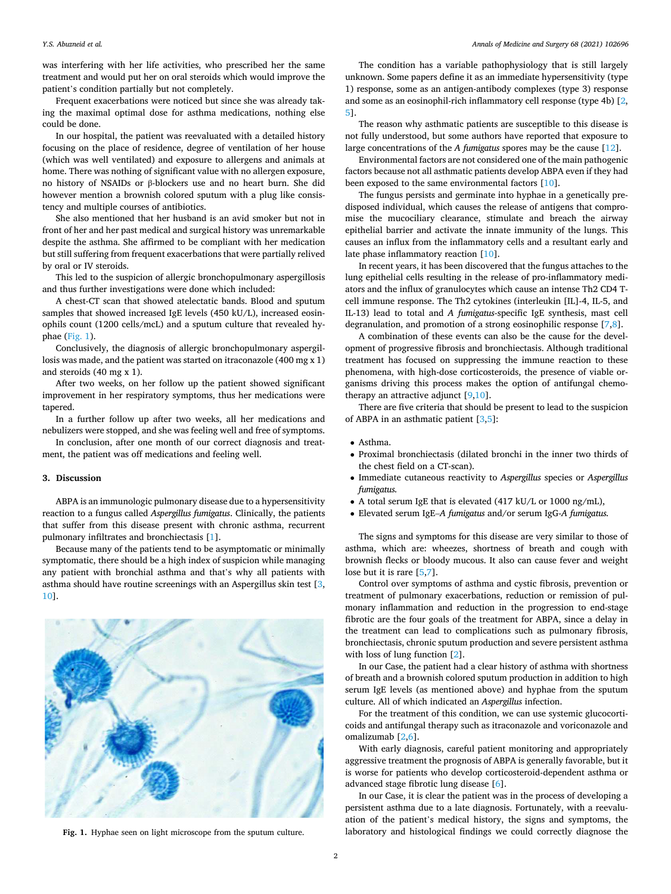was interfering with her life activities, who prescribed her the same treatment and would put her on oral steroids which would improve the patient's condition partially but not completely.

Frequent exacerbations were noticed but since she was already taking the maximal optimal dose for asthma medications, nothing else could be done.

In our hospital, the patient was reevaluated with a detailed history focusing on the place of residence, degree of ventilation of her house (which was well ventilated) and exposure to allergens and animals at home. There was nothing of significant value with no allergen exposure, no history of NSAIDs or β-blockers use and no heart burn. She did however mention a brownish colored sputum with a plug like consistency and multiple courses of antibiotics.

She also mentioned that her husband is an avid smoker but not in front of her and her past medical and surgical history was unremarkable despite the asthma. She affirmed to be compliant with her medication but still suffering from frequent exacerbations that were partially relived by oral or IV steroids.

This led to the suspicion of allergic bronchopulmonary aspergillosis and thus further investigations were done which included:

A chest-CT scan that showed atelectatic bands. Blood and sputum samples that showed increased IgE levels (450 kU/L), increased eosinophils count (1200 cells/mcL) and a sputum culture that revealed hyphae (Fig. 1).

Conclusively, the diagnosis of allergic bronchopulmonary aspergillosis was made, and the patient was started on itraconazole (400 mg x 1) and steroids (40 mg x 1).

After two weeks, on her follow up the patient showed significant improvement in her respiratory symptoms, thus her medications were tapered.

In a further follow up after two weeks, all her medications and nebulizers were stopped, and she was feeling well and free of symptoms.

In conclusion, after one month of our correct diagnosis and treatment, the patient was off medications and feeling well.

## 3. Discussion

ABPA is an immunologic pulmonary disease due to a hypersensitivity reaction to a fungus called *Aspergillus fumigatus*. Clinically, the patients that suffer from this disease present with chronic asthma, recurrent pulmonary infiltrates and bronchiectasis [1].

Because many of the patients tend to be asymptomatic or minimally symptomatic, there should be a high index of suspicion while managing any patient with bronchial asthma and that's why all patients with asthma should have routine screenings with an Aspergillus skin test [3,10].

Fig. 1. Hyphae seen on light microscope from the sputum culture.

The condition has a variable pathophysiology that is still largely unknown. Some papers define it as an immediate hypersensitivity (type 1) response, some as an antigen-antibody complexes (type 3) response and some as an eosinophil-rich inflammatory cell response (type 4b) [2,5].

The reason why asthmatic patients are susceptible to this disease is not fully understood, but some authors have reported that exposure to large concentrations of the *A fumigatus* spores may be the cause [12].

Environmental factors are not considered one of the main pathogenic factors because not all asthmatic patients develop ABPA even if they had been exposed to the same environmental factors [10].

The fungus persists and germinate into hyphae in a genetically predisposed individual, which causes the release of antigens that compromise the mucociliary clearance, stimulate and breach the airway epithelial barrier and activate the innate immunity of the lungs. This causes an influx from the inflammatory cells and a resultant early and late phase inflammatory reaction [10].

In recent years, it has been discovered that the fungus attaches to the lung epithelial cells resulting in the release of pro-inflammatory mediators and the influx of granulocytes which cause an intense Th2 CD4 T-cell immune response. The Th2 cytokines (interleukin [IL]-4, IL-5, and IL-13) lead to total and *A fumigatus*-specific IgE synthesis, mast cell degranulation, and promotion of a strong eosinophilic response [7,8].

A combination of these events can also be the cause for the development of progressive fibrosis and bronchiectasis. Although traditional treatment has focused on suppressing the immune reaction to these phenomena, with high-dose corticosteroids, the presence of viable organisms driving this process makes the option of antifungal chemotherapy an attractive adjunct [9,10].

There are five criteria that should be present to lead to the suspicion of ABPA in an asthmatic patient [3,5]:

- Asthma.
- Proximal bronchiectasis (dilated bronchi in the inner two thirds of the chest field on a CT-scan).
- Immediate cutaneous reactivity to *Aspergillus* species or *Aspergillus fumigatus*.
- A total serum IgE that is elevated (417 kU/L or 1000 ng/mL),
- Elevated serum IgE–*A fumigatus* and/or serum IgG-*A fumigatus*.

The signs and symptoms for this disease are very similar to those of asthma, which are: wheezes, shortness of breath and cough with brownish flecks or bloody mucous. It also can cause fever and weight lose but it is rare [5,7].

Control over symptoms of asthma and cystic fibrosis, prevention or treatment of pulmonary exacerbations, reduction or remission of pulmonary inflammation and reduction in the progression to end-stage fibrotic are the four goals of the treatment for ABPA, since a delay in the treatment can lead to complications such as pulmonary fibrosis, bronchiectasis, chronic sputum production and severe persistent asthma with loss of lung function [2].

In our Case, the patient had a clear history of asthma with shortness of breath and a brownish colored sputum production in addition to high serum IgE levels (as mentioned above) and hyphae from the sputum culture. All of which indicated an *Aspergillus* infection.

For the treatment of this condition, we can use systemic glucocorticoids and antifungal therapy such as itraconazole and voriconazole and omalizumab [2,6].

With early diagnosis, careful patient monitoring and appropriately aggressive treatment the prognosis of ABPA is generally favorable, but it is worse for patients who develop corticosteroid-dependent asthma or advanced stage fibrotic lung disease [6].

In our Case, it is clear the patient was in the process of developing a persistent asthma due to a late diagnosis. Fortunately, with a reevaluation of the patient's medical history, the signs and symptoms, the laboratory and histological findings we could correctly diagnose the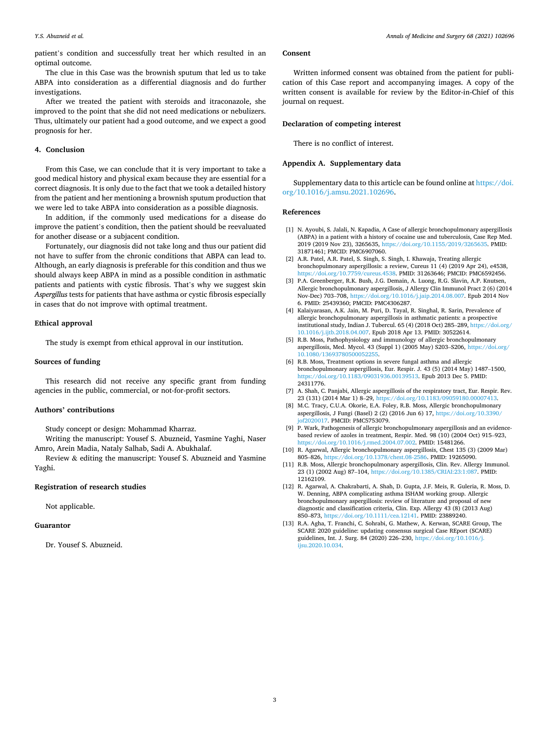patient's condition and successfully treat her which resulted in an optimal outcome.

The clue in this Case was the brownish sputum that led us to take ABPA into consideration as a differential diagnosis and do further investigations.

After we treated the patient with steroids and itraconazole, she improved to the point that she did not need medications or nebulizers. Thus, ultimately our patient had a good outcome, and we expect a good prognosis for her.

## 4. Conclusion

From this Case, we can conclude that it is very important to take a good medical history and physical exam because they are essential for a correct diagnosis. It is only due to the fact that we took a detailed history from the patient and her mentioning a brownish sputum production that we were led to take ABPA into consideration as a possible diagnosis.

In addition, if the commonly used medications for a disease do improve the patient's condition, then the patient should be reevaluated for another disease or a subjacent condition.

Fortunately, our diagnosis did not take long and thus our patient did not have to suffer from the chronic conditions that ABPA can lead to. Although, an early diagnosis is preferable for this condition and thus we should always keep ABPA in mind as a possible condition in asthmatic patients and patients with cystic fibrosis. That's why we suggest skin *Aspergillus* tests for patients that have asthma or cystic fibrosis especially in cases that do not improve with optimal treatment.

## Ethical approval

The study is exempt from ethical approval in our institution.

## Sources of funding

This research did not receive any specific grant from funding agencies in the public, commercial, or not-for-profit sectors.

## Authors' contributions

Study concept or design: Mohammad Kharraz.

Writing the manuscript: Yousef S. Abuzneid, Yasmine Yaghi, Naser Amro, Arein Madia, Nataly Salhab, Sadi A. Abukhalaf.

Review & editing the manuscript: Yousef S. Abuzneid and Yasmine Yaghi.

## Registration of research studies

Not applicable.

## Guarantor

Dr. Yousef S. Abuzneid.

## Consent

Written informed consent was obtained from the patient for publication of this Case report and accompanying images. A copy of the written consent is available for review by the Editor-in-Chief of this journal on request.

## Declaration of competing interest

There is no conflict of interest.

## Appendix A. Supplementary data

Supplementary data to this article can be found online at https://doi.org/10.1016/j.amsu.2021.102696.

## References

[1] N. Ayoubi, S. Jalali, N. Kapadia, A Case of allergic bronchopulmonary aspergillosis (ABPA) in a patient with a history of cocaine use and tuberculosis, Case Rep Med. 2019 (2019 Nov 23), 3265635, https://doi.org/10.1155/2019/3265635. PMID: 31871461; PMCID: PMC6907060.

[2] A.R. Patel, A.R. Patel, S. Singh, S. Singh, I. Khawaja, Treating allergic bronchopulmonary aspergillosis: a review, Cureus 11 (4) (2019 Apr 24), e4538, https://doi.org/10.7759/cureus.4538. PMID: 31263646; PMCID: PMC6592456.

[3] P.A. Greenberger, R.K. Bush, J.G. Demain, A. Luong, R.G. Slavin, A.P. Knutsen, Allergic bronchopulmonary aspergillosis, J Allergy Clin Immunol Pract 2 (6) (2014 Nov-Dec) 703–708, https://doi.org/10.1016/j.jaip.2014.08.007. Epub 2014 Nov 6. PMID: 25439360; PMCID: PMC4306287.

[4] Kalaiyarasan, A.K. Jain, M. Puri, D. Tayal, R. Singhal, R. Sarin, Prevalence of allergic bronchopulmonary aspergillosis in asthmatic patients: a prospective institutional study, Indian J. Tubercul. 65 (4) (2018 Oct) 285–289, https://doi.org/10.1016/j.ijtb.2018.04.007. Epub 2018 Apr 13. PMID: 30522614.

[5] R.B. Moss, Pathophysiology and immunology of allergic bronchopulmonary aspergillosis, Med. Mycol. 43 (Suppl 1) (2005 May) S203–S206, https://doi.org/10.1080/13693780500052255.

[6] R.B. Moss, Treatment options in severe fungal asthma and allergic bronchopulmonary aspergillosis, Eur. Respir. J. 43 (5) (2014 May) 1487–1500, https://doi.org/10.1183/09031936.00139513. Epub 2013 Dec 5. PMID: 24311776.

[7] A. Shah, C. Panjabi, Allergic aspergillosis of the respiratory tract, Eur. Respir. Rev. 23 (131) (2014 Mar 1) 8–29, https://doi.org/10.1183/09059180.00007413.

[8] M.C. Tracy, C.U.A. Okorie, E.A. Foley, R.B. Moss, Allergic bronchopulmonary aspergillosis, J Fungi (Basel) 2 (2) (2016 Jun 6) 17, https://doi.org/10.3390/jof2020017. PMCID: PMC5753079.

[9] P. Wark, Pathogenesis of allergic bronchopulmonary aspergillosis and an evidence-based review of azoles in treatment, Respir. Med. 98 (10) (2004 Oct) 915–923, https://doi.org/10.1016/j.rmed.2004.07.002. PMID: 15481266.

[10] R. Agarwal, Allergic bronchopulmonary aspergillosis, Chest 135 (3) (2009 Mar) 805–826, https://doi.org/10.1378/chest.08-2586. PMID: 19265090.

[11] R.B. Moss, Allergic bronchopulmonary aspergillosis, Clin. Rev. Allergy Immunol. 23 (1) (2002 Aug) 87–104, https://doi.org/10.1385/CRIAI:23:1:087. PMID: 12162109.

[12] R. Agarwal, A. Chakrabarti, A. Shah, D. Gupta, J.F. Meis, R. Guleria, R. Moss, D. W. Denning, ABPA complicating asthma ISHAM working group. Allergic bronchopulmonary aspergillosis: review of literature and proposal of new diagnostic and classification criteria, Clin. Exp. Allergy 43 (8) (2013 Aug) 850–873, https://doi.org/10.1111/cea.12141. PMID: 23889240.

[13] R.A. Agha, T. Franchi, C. Sohrabi, G. Mathew, A. Kerwan, SCARE Group, The SCARE 2020 guideline: updating consensus surgical Case REport (SCARE) guidelines, Int. J. Surg. 84 (2020) 226–230, https://doi.org/10.1016/j.ijsu.2020.10.034.